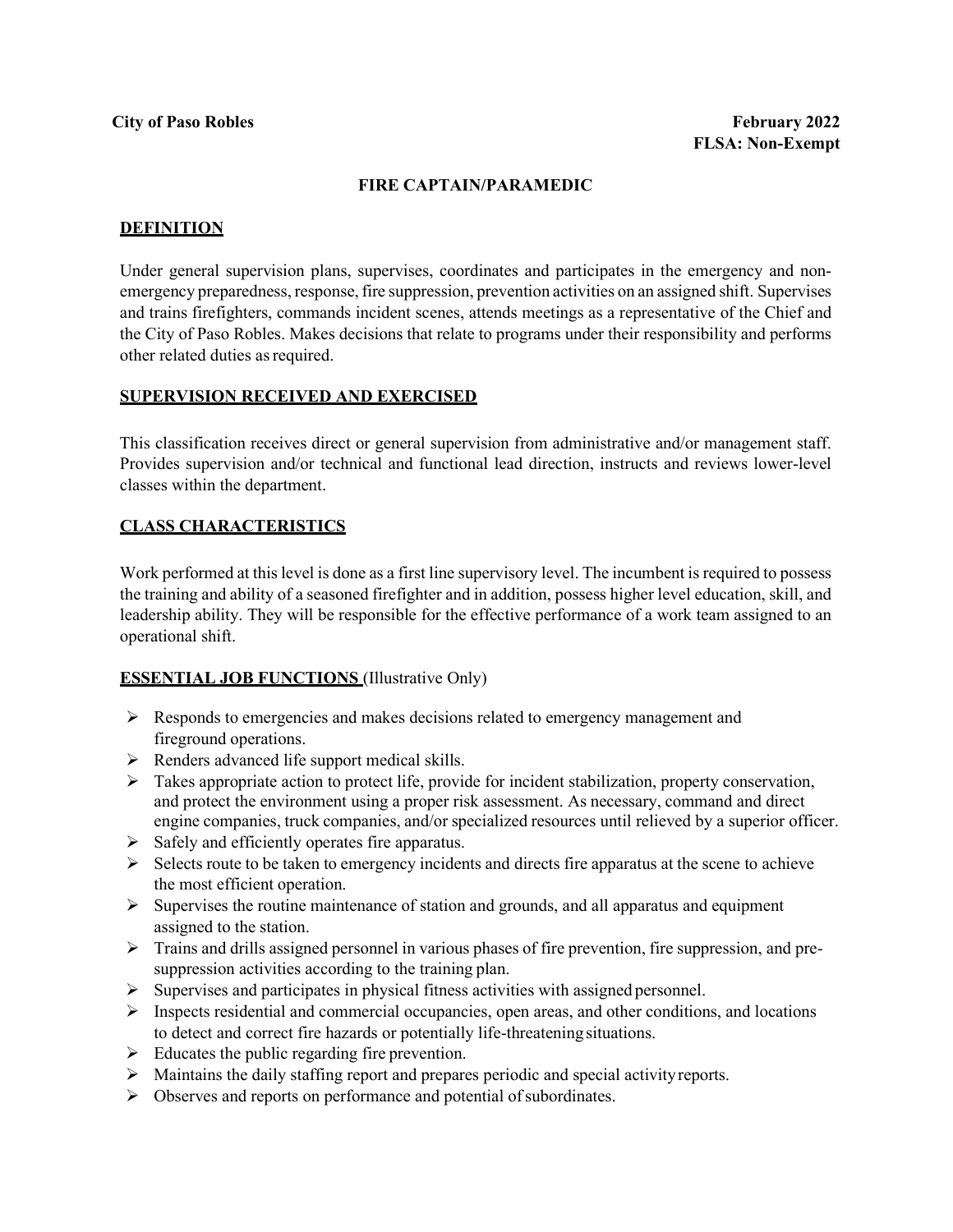**City of Paso Robles** **February 2022**
**FLSA: Non-Exempt**

# FIRE CAPTAIN/PARAMEDIC

## DEFINITION

Under general supervision plans, supervises, coordinates and participates in the emergency and non-emergency preparedness, response, fire suppression, prevention activities on an assigned shift. Supervises and trains firefighters, commands incident scenes, attends meetings as a representative of the Chief and the City of Paso Robles. Makes decisions that relate to programs under their responsibility and performs other related duties as required.

## SUPERVISION RECEIVED AND EXERCISED

This classification receives direct or general supervision from administrative and/or management staff. Provides supervision and/or technical and functional lead direction, instructs and reviews lower-level classes within the department.

## CLASS CHARACTERISTICS

Work performed at this level is done as a first line supervisory level. The incumbent is required to possess the training and ability of a seasoned firefighter and in addition, possess higher level education, skill, and leadership ability. They will be responsible for the effective performance of a work team assigned to an operational shift.

## ESSENTIAL JOB FUNCTIONS (Illustrative Only)

- Responds to emergencies and makes decisions related to emergency management and fireground operations.
- Renders advanced life support medical skills.
- Takes appropriate action to protect life, provide for incident stabilization, property conservation, and protect the environment using a proper risk assessment. As necessary, command and direct engine companies, truck companies, and/or specialized resources until relieved by a superior officer.
- Safely and efficiently operates fire apparatus.
- Selects route to be taken to emergency incidents and directs fire apparatus at the scene to achieve the most efficient operation.
- Supervises the routine maintenance of station and grounds, and all apparatus and equipment assigned to the station.
- Trains and drills assigned personnel in various phases of fire prevention, fire suppression, and pre-suppression activities according to the training plan.
- Supervises and participates in physical fitness activities with assigned personnel.
- Inspects residential and commercial occupancies, open areas, and other conditions, and locations to detect and correct fire hazards or potentially life-threatening situations.
- Educates the public regarding fire prevention.
- Maintains the daily staffing report and prepares periodic and special activity reports.
- Observes and reports on performance and potential of subordinates.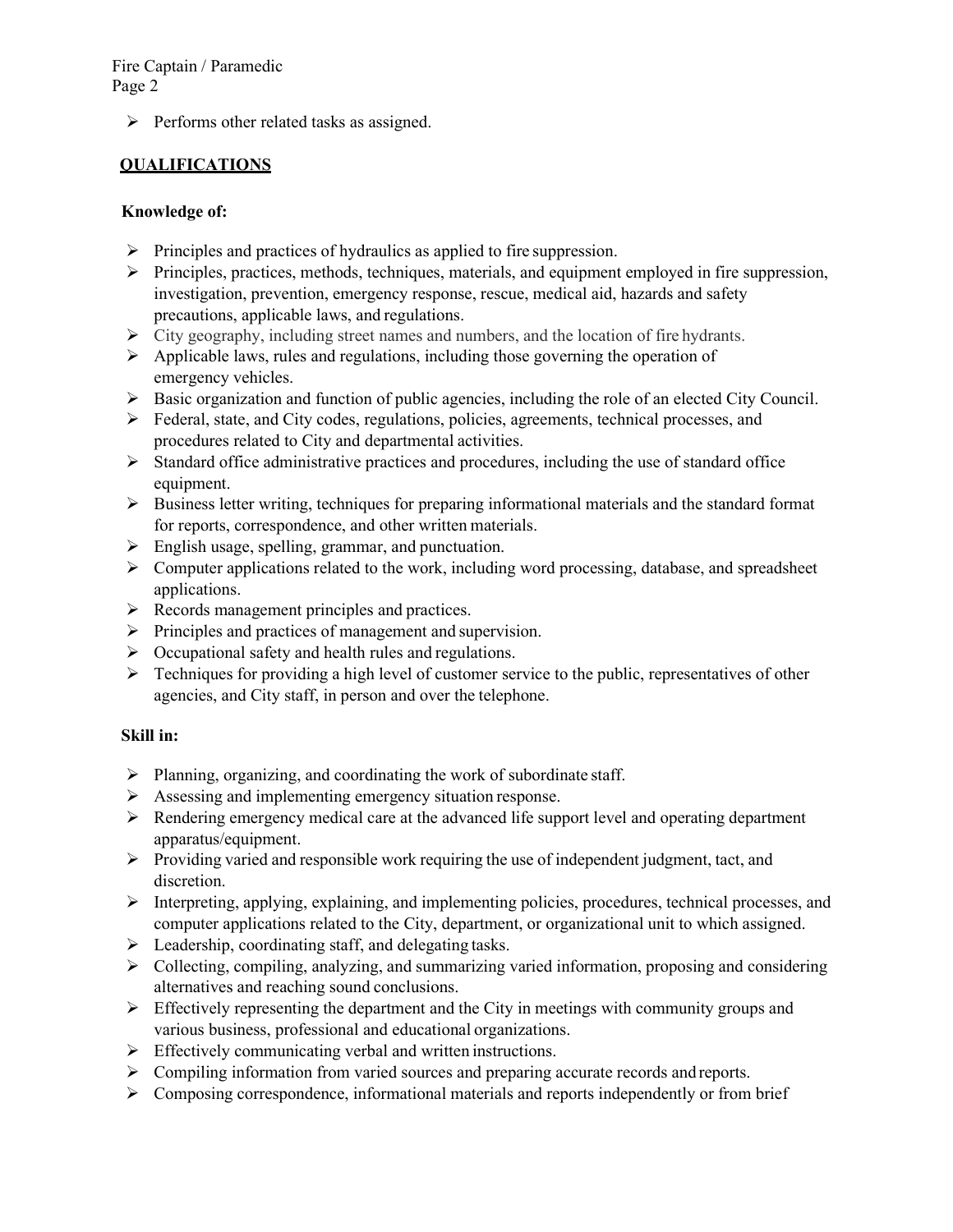- Performs other related tasks as assigned.

## QUALIFICATIONS

**Knowledge of:**

- Principles and practices of hydraulics as applied to fire suppression.
- Principles, practices, methods, techniques, materials, and equipment employed in fire suppression, investigation, prevention, emergency response, rescue, medical aid, hazards and safety precautions, applicable laws, and regulations.
- City geography, including street names and numbers, and the location of fire hydrants.
- Applicable laws, rules and regulations, including those governing the operation of emergency vehicles.
- Basic organization and function of public agencies, including the role of an elected City Council.
- Federal, state, and City codes, regulations, policies, agreements, technical processes, and procedures related to City and departmental activities.
- Standard office administrative practices and procedures, including the use of standard office equipment.
- Business letter writing, techniques for preparing informational materials and the standard format for reports, correspondence, and other written materials.
- English usage, spelling, grammar, and punctuation.
- Computer applications related to the work, including word processing, database, and spreadsheet applications.
- Records management principles and practices.
- Principles and practices of management and supervision.
- Occupational safety and health rules and regulations.
- Techniques for providing a high level of customer service to the public, representatives of other agencies, and City staff, in person and over the telephone.

**Skill in:**

- Planning, organizing, and coordinating the work of subordinate staff.
- Assessing and implementing emergency situation response.
- Rendering emergency medical care at the advanced life support level and operating department apparatus/equipment.
- Providing varied and responsible work requiring the use of independent judgment, tact, and discretion.
- Interpreting, applying, explaining, and implementing policies, procedures, technical processes, and computer applications related to the City, department, or organizational unit to which assigned.
- Leadership, coordinating staff, and delegating tasks.
- Collecting, compiling, analyzing, and summarizing varied information, proposing and considering alternatives and reaching sound conclusions.
- Effectively representing the department and the City in meetings with community groups and various business, professional and educational organizations.
- Effectively communicating verbal and written instructions.
- Compiling information from varied sources and preparing accurate records and reports.
- Composing correspondence, informational materials and reports independently or from brief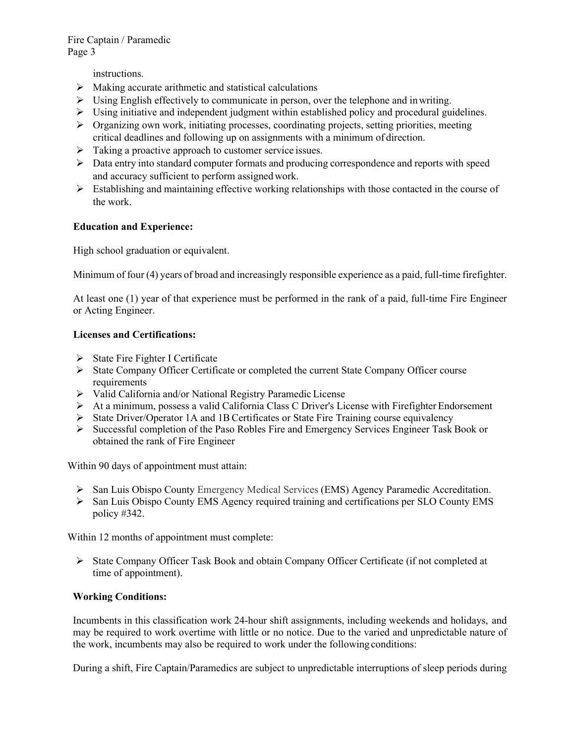instructions.

- Making accurate arithmetic and statistical calculations
- Using English effectively to communicate in person, over the telephone and in writing.
- Using initiative and independent judgment within established policy and procedural guidelines.
- Organizing own work, initiating processes, coordinating projects, setting priorities, meeting critical deadlines and following up on assignments with a minimum of direction.
- Taking a proactive approach to customer service issues.
- Data entry into standard computer formats and producing correspondence and reports with speed and accuracy sufficient to perform assigned work.
- Establishing and maintaining effective working relationships with those contacted in the course of the work.

**Education and Experience:**

High school graduation or equivalent.

Minimum of four (4) years of broad and increasingly responsible experience as a paid, full-time firefighter.

At least one (1) year of that experience must be performed in the rank of a paid, full-time Fire Engineer or Acting Engineer.

**Licenses and Certifications:**

- State Fire Fighter I Certificate
- State Company Officer Certificate or completed the current State Company Officer course requirements
- Valid California and/or National Registry Paramedic License
- At a minimum, possess a valid California Class C Driver's License with Firefighter Endorsement
- State Driver/Operator 1A and 1B Certificates or State Fire Training course equivalency
- Successful completion of the Paso Robles Fire and Emergency Services Engineer Task Book or obtained the rank of Fire Engineer

Within 90 days of appointment must attain:

- San Luis Obispo County Emergency Medical Services (EMS) Agency Paramedic Accreditation.
- San Luis Obispo County EMS Agency required training and certifications per SLO County EMS policy #342.

Within 12 months of appointment must complete:

- State Company Officer Task Book and obtain Company Officer Certificate (if not completed at time of appointment).

**Working Conditions:**

Incumbents in this classification work 24-hour shift assignments, including weekends and holidays, and may be required to work overtime with little or no notice. Due to the varied and unpredictable nature of the work, incumbents may also be required to work under the following conditions:

During a shift, Fire Captain/Paramedics are subject to unpredictable interruptions of sleep periods during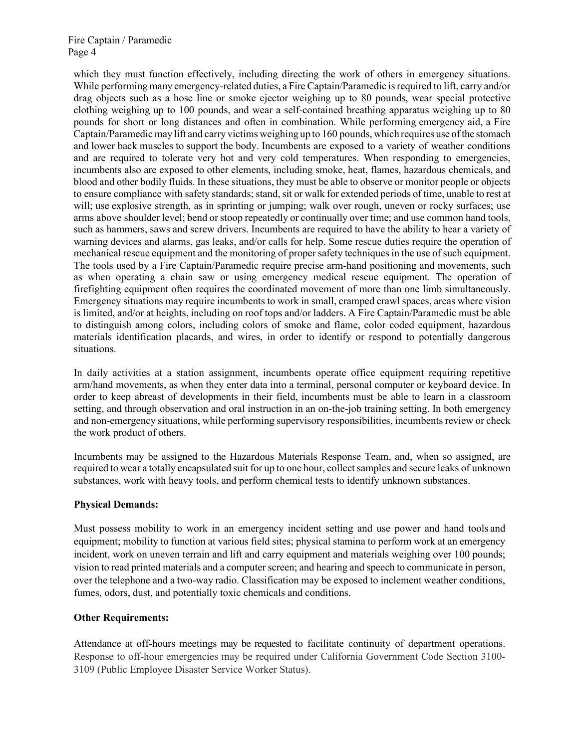which they must function effectively, including directing the work of others in emergency situations. While performing many emergency-related duties, a Fire Captain/Paramedic is required to lift, carry and/or drag objects such as a hose line or smoke ejector weighing up to 80 pounds, wear special protective clothing weighing up to 100 pounds, and wear a self-contained breathing apparatus weighing up to 80 pounds for short or long distances and often in combination. While performing emergency aid, a Fire Captain/Paramedic may lift and carry victims weighing up to 160 pounds, which requires use of the stomach and lower back muscles to support the body. Incumbents are exposed to a variety of weather conditions and are required to tolerate very hot and very cold temperatures. When responding to emergencies, incumbents also are exposed to other elements, including smoke, heat, flames, hazardous chemicals, and blood and other bodily fluids. In these situations, they must be able to observe or monitor people or objects to ensure compliance with safety standards; stand, sit or walk for extended periods of time, unable to rest at will; use explosive strength, as in sprinting or jumping; walk over rough, uneven or rocky surfaces; use arms above shoulder level; bend or stoop repeatedly or continually over time; and use common hand tools, such as hammers, saws and screw drivers. Incumbents are required to have the ability to hear a variety of warning devices and alarms, gas leaks, and/or calls for help. Some rescue duties require the operation of mechanical rescue equipment and the monitoring of proper safety techniques in the use of such equipment. The tools used by a Fire Captain/Paramedic require precise arm-hand positioning and movements, such as when operating a chain saw or using emergency medical rescue equipment. The operation of firefighting equipment often requires the coordinated movement of more than one limb simultaneously. Emergency situations may require incumbents to work in small, cramped crawl spaces, areas where vision is limited, and/or at heights, including on roof tops and/or ladders. A Fire Captain/Paramedic must be able to distinguish among colors, including colors of smoke and flame, color coded equipment, hazardous materials identification placards, and wires, in order to identify or respond to potentially dangerous situations.

In daily activities at a station assignment, incumbents operate office equipment requiring repetitive arm/hand movements, as when they enter data into a terminal, personal computer or keyboard device. In order to keep abreast of developments in their field, incumbents must be able to learn in a classroom setting, and through observation and oral instruction in an on-the-job training setting. In both emergency and non-emergency situations, while performing supervisory responsibilities, incumbents review or check the work product of others.

Incumbents may be assigned to the Hazardous Materials Response Team, and, when so assigned, are required to wear a totally encapsulated suit for up to one hour, collect samples and secure leaks of unknown substances, work with heavy tools, and perform chemical tests to identify unknown substances.

**Physical Demands:**

Must possess mobility to work in an emergency incident setting and use power and hand tools and equipment; mobility to function at various field sites; physical stamina to perform work at an emergency incident, work on uneven terrain and lift and carry equipment and materials weighing over 100 pounds; vision to read printed materials and a computer screen; and hearing and speech to communicate in person, over the telephone and a two-way radio. Classification may be exposed to inclement weather conditions, fumes, odors, dust, and potentially toxic chemicals and conditions.

**Other Requirements:**

Attendance at off-hours meetings may be requested to facilitate continuity of department operations. Response to off-hour emergencies may be required under California Government Code Section 3100-3109 (Public Employee Disaster Service Worker Status).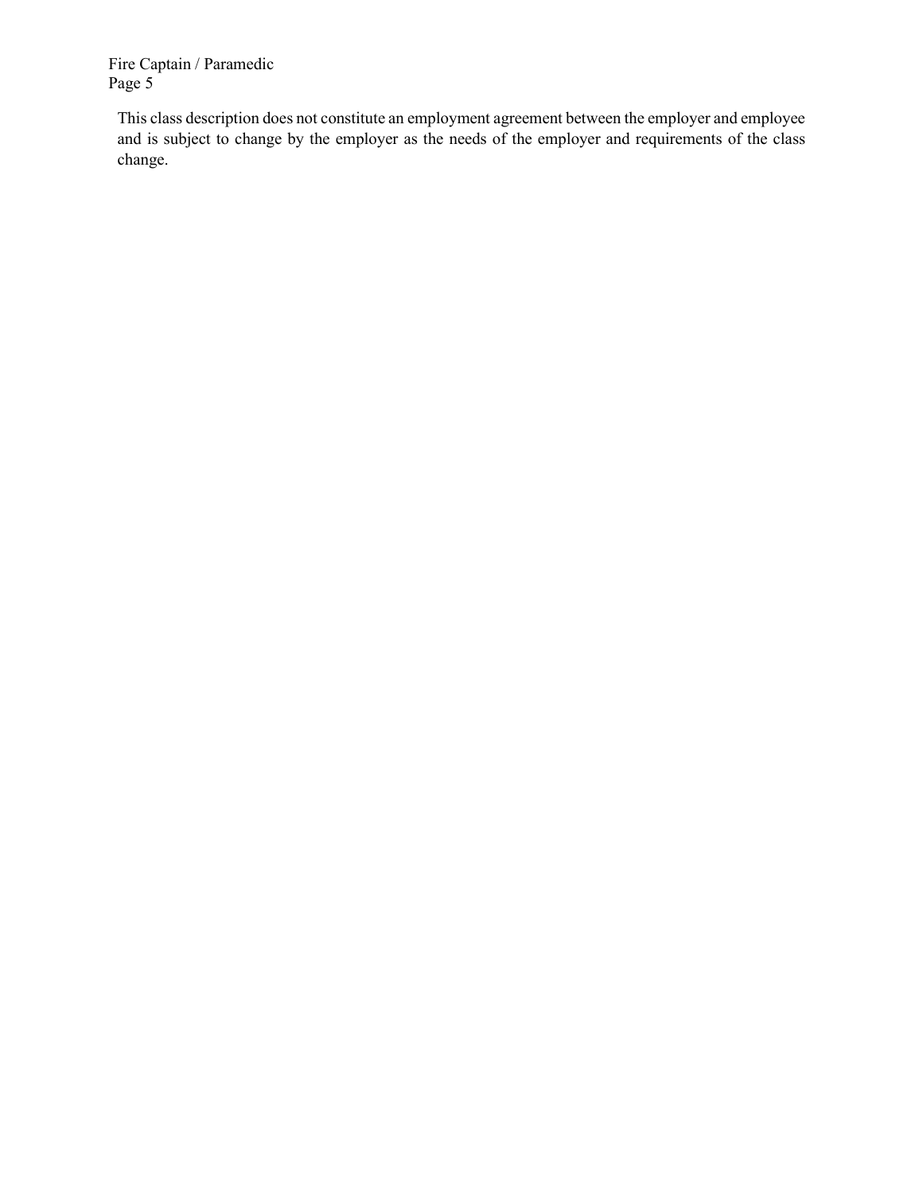This class description does not constitute an employment agreement between the employer and employee and is subject to change by the employer as the needs of the employer and requirements of the class change.